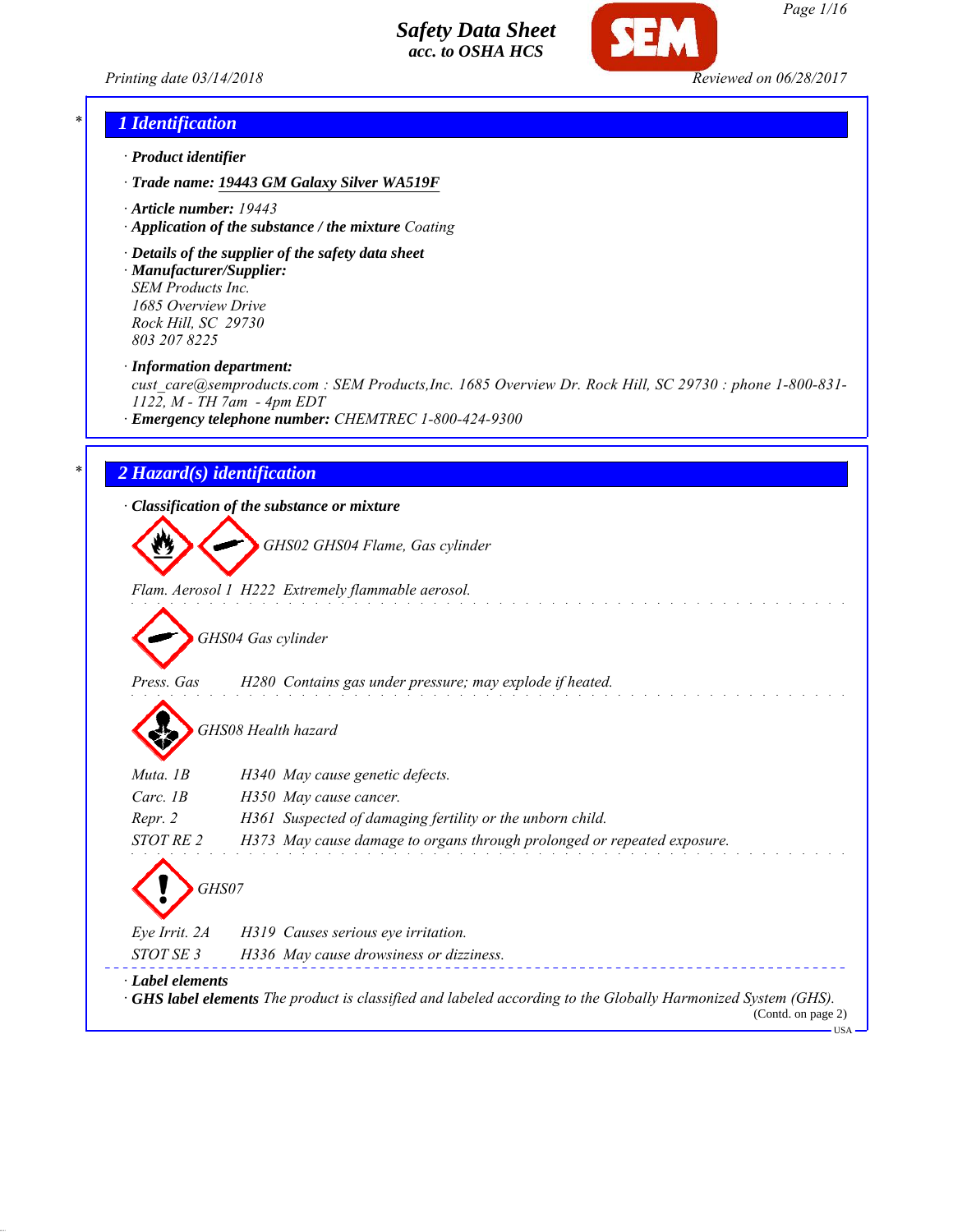# Safety Data Sheet
## acc. to OSHA HCS

Printing date 03/14/2018 Reviewed on 06/28/2017

## * 1 Identification

· **Product identifier**

· **Trade name:** **19443 GM Galaxy Silver WA519F**

· **Article number:** 19443

· **Application of the substance / the mixture** Coating

· **Details of the supplier of the safety data sheet**

· **Manufacturer/Supplier:**
SEM Products Inc.
1685 Overview Drive
Rock Hill, SC 29730
803 207 8225

· **Information department:**
cust_care@semproducts.com : SEM Products,Inc. 1685 Overview Dr. Rock Hill, SC 29730 : phone 1-800-831-1122, M - TH 7am - 4pm EDT

· **Emergency telephone number:** CHEMTREC 1-800-424-9300

## * 2 Hazard(s) identification

· **Classification of the substance or mixture**

GHS02 GHS04 Flame, Gas cylinder

Flam. Aerosol 1 H222 Extremely flammable aerosol.

GHS04 Gas cylinder

Press. Gas H280 Contains gas under pressure; may explode if heated.

GHS08 Health hazard

| | |
|---|---|
| Muta. 1B | H340 May cause genetic defects. |
| Carc. 1B | H350 May cause cancer. |
| Repr. 2 | H361 Suspected of damaging fertility or the unborn child. |
| STOT RE 2 | H373 May cause damage to organs through prolonged or repeated exposure. |

GHS07

| | |
|---|---|
| Eye Irrit. 2A | H319 Causes serious eye irritation. |
| STOT SE 3 | H336 May cause drowsiness or dizziness. |

· **Label elements**

· **GHS label elements** The product is classified and labeled according to the Globally Harmonized System (GHS).

(Contd. on page 2)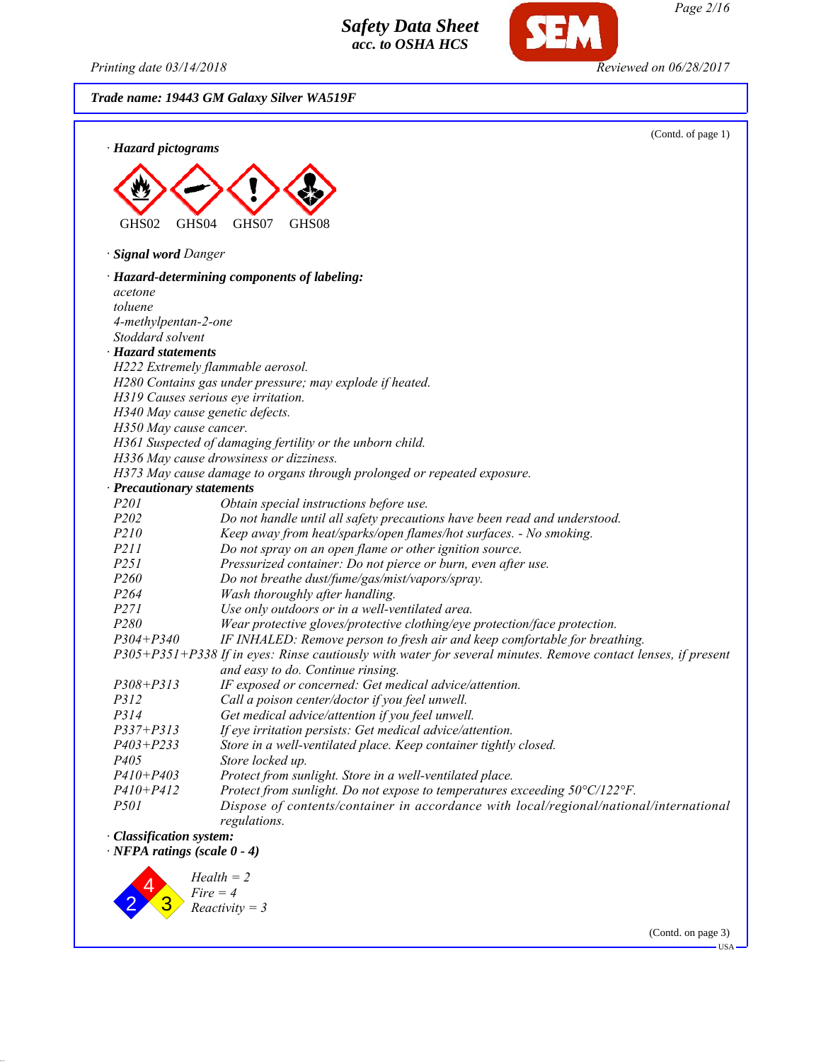**Trade name: 19443 GM Galaxy Silver WA519F**

(Contd. of page 1)

· **Hazard pictograms**

GHS02 GHS04 GHS07 GHS08

· **Signal word** *Danger*

· **Hazard-determining components of labeling:**

*acetone*
*toluene*
*4-methylpentan-2-one*
*Stoddard solvent*

· **Hazard statements**

*H222 Extremely flammable aerosol.*
*H280 Contains gas under pressure; may explode if heated.*
*H319 Causes serious eye irritation.*
*H340 May cause genetic defects.*
*H350 May cause cancer.*
*H361 Suspected of damaging fertility or the unborn child.*
*H336 May cause drowsiness or dizziness.*
*H373 May cause damage to organs through prolonged or repeated exposure.*

· **Precautionary statements**

| | |
|---|---|
| *P201* | *Obtain special instructions before use.* |
| *P202* | *Do not handle until all safety precautions have been read and understood.* |
| *P210* | *Keep away from heat/sparks/open flames/hot surfaces. - No smoking.* |
| *P211* | *Do not spray on an open flame or other ignition source.* |
| *P251* | *Pressurized container: Do not pierce or burn, even after use.* |
| *P260* | *Do not breathe dust/fume/gas/mist/vapors/spray.* |
| *P264* | *Wash thoroughly after handling.* |
| *P271* | *Use only outdoors or in a well-ventilated area.* |
| *P280* | *Wear protective gloves/protective clothing/eye protection/face protection.* |
| *P304+P340* | *IF INHALED: Remove person to fresh air and keep comfortable for breathing.* |
| *P305+P351+P338* | *If in eyes: Rinse cautiously with water for several minutes. Remove contact lenses, if present and easy to do. Continue rinsing.* |
| *P308+P313* | *IF exposed or concerned: Get medical advice/attention.* |
| *P312* | *Call a poison center/doctor if you feel unwell.* |
| *P314* | *Get medical advice/attention if you feel unwell.* |
| *P337+P313* | *If eye irritation persists: Get medical advice/attention.* |
| *P403+P233* | *Store in a well-ventilated place. Keep container tightly closed.* |
| *P405* | *Store locked up.* |
| *P410+P403* | *Protect from sunlight. Store in a well-ventilated place.* |
| *P410+P412* | *Protect from sunlight. Do not expose to temperatures exceeding 50°C/122°F.* |
| *P501* | *Dispose of contents/container in accordance with local/regional/national/international regulations.* |

· **Classification system:**

· **NFPA ratings (scale 0 - 4)**

*Health = 2*
*Fire = 4*
*Reactivity = 3*

(Contd. on page 3)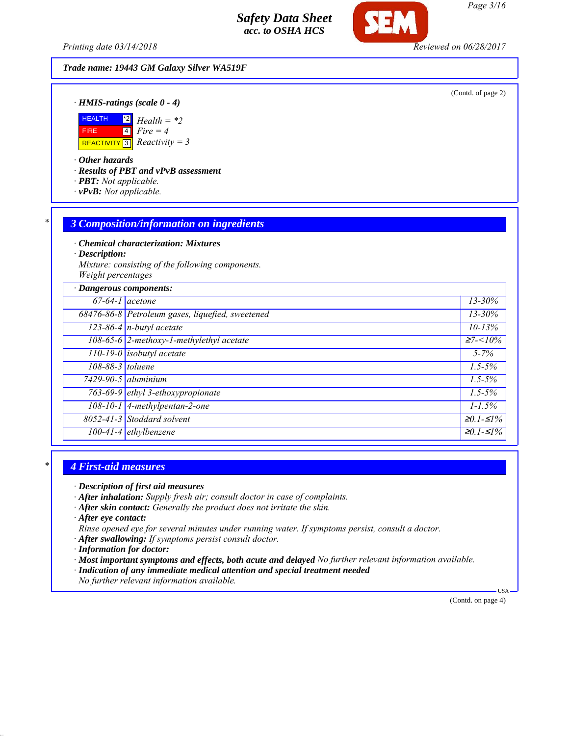**Trade name: 19443 GM Galaxy Silver WA519F**

(Contd. of page 2)

· **HMIS-ratings (scale 0 - 4)**

| | | |
|---|---|---|
| HEALTH | *2 | Health = *2 |
| FIRE | 4 | Fire = 4 |
| REACTIVITY | 3 | Reactivity = 3 |

· **Other hazards**
· **Results of PBT and vPvB assessment**
· **PBT:** Not applicable.
· **vPvB:** Not applicable.

## 3 Composition/information on ingredients

· **Chemical characterization: Mixtures**
· **Description:**
Mixture: consisting of the following components.
Weight percentages

· **Dangerous components:**

| CAS | Component | % |
|---|---|---|
| 67-64-1 | acetone | 13-30% |
| 68476-86-8 | Petroleum gases, liquefied, sweetened | 13-30% |
| 123-86-4 | n-butyl acetate | 10-13% |
| 108-65-6 | 2-methoxy-1-methylethyl acetate | ≥7-<10% |
| 110-19-0 | isobutyl acetate | 5-7% |
| 108-88-3 | toluene | 1.5-5% |
| 7429-90-5 | aluminium | 1.5-5% |
| 763-69-9 | ethyl 3-ethoxypropionate | 1.5-5% |
| 108-10-1 | 4-methylpentan-2-one | 1-1.5% |
| 8052-41-3 | Stoddard solvent | ≥0.1-≤1% |
| 100-41-4 | ethylbenzene | ≥0.1-≤1% |

## 4 First-aid measures

· **Description of first aid measures**
· **After inhalation:** Supply fresh air; consult doctor in case of complaints.
· **After skin contact:** Generally the product does not irritate the skin.
· **After eye contact:**
Rinse opened eye for several minutes under running water. If symptoms persist, consult a doctor.
· **After swallowing:** If symptoms persist consult doctor.
· **Information for doctor:**
· **Most important symptoms and effects, both acute and delayed** No further relevant information available.
· **Indication of any immediate medical attention and special treatment needed**
No further relevant information available.

(Contd. on page 4)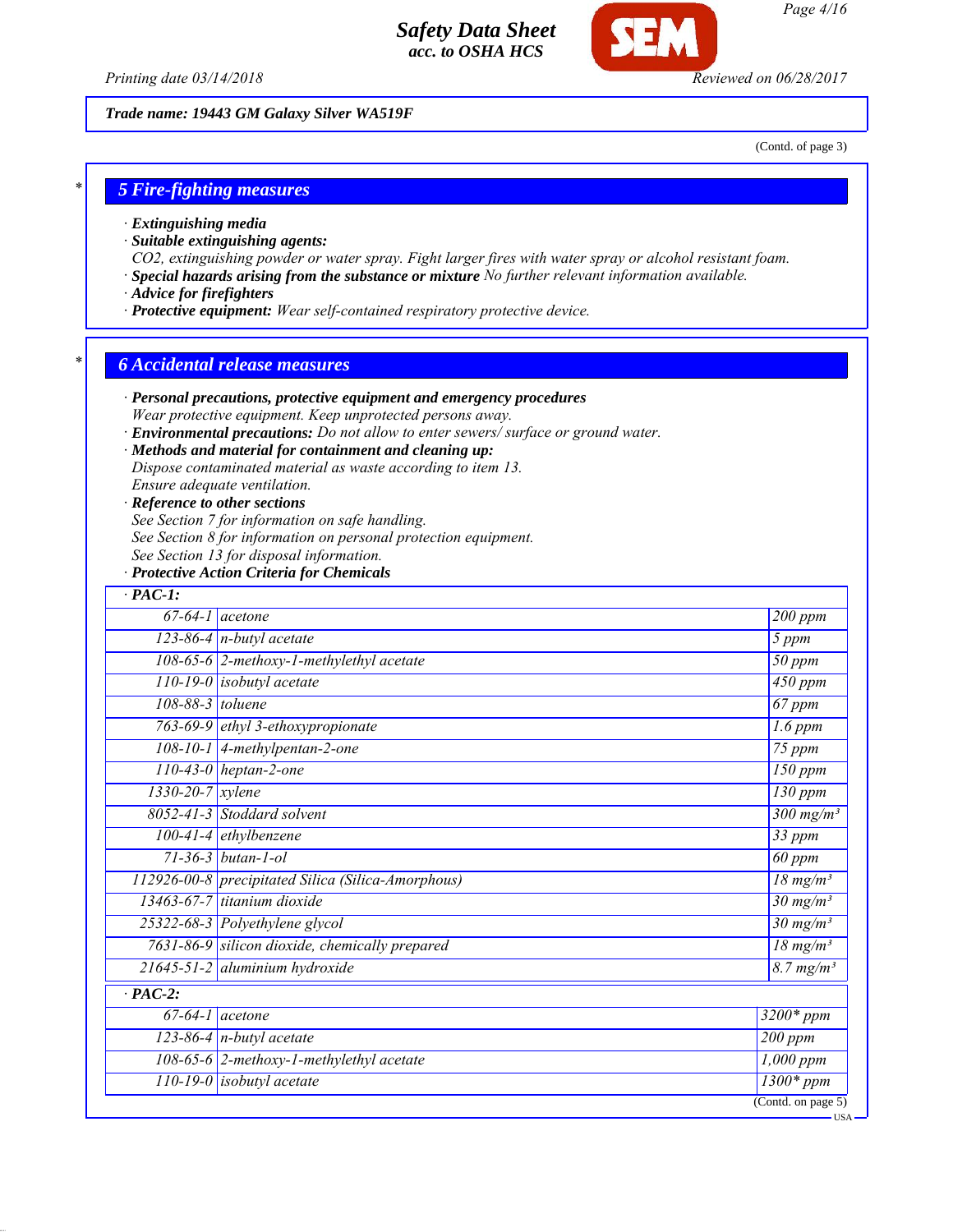**Trade name: 19443 GM Galaxy Silver WA519F**

(Contd. of page 3)

## 5 Fire-fighting measures

· **Extinguishing media**
· **Suitable extinguishing agents:**
*CO2, extinguishing powder or water spray. Fight larger fires with water spray or alcohol resistant foam.*
· **Special hazards arising from the substance or mixture** *No further relevant information available.*
· **Advice for firefighters**
· **Protective equipment:** *Wear self-contained respiratory protective device.*

## 6 Accidental release measures

· **Personal precautions, protective equipment and emergency procedures**
*Wear protective equipment. Keep unprotected persons away.*
· **Environmental precautions:** *Do not allow to enter sewers/ surface or ground water.*
· **Methods and material for containment and cleaning up:**
*Dispose contaminated material as waste according to item 13.*
*Ensure adequate ventilation.*
· **Reference to other sections**
*See Section 7 for information on safe handling.*
*See Section 8 for information on personal protection equipment.*
*See Section 13 for disposal information.*
· **Protective Action Criteria for Chemicals**

| · **PAC-1:** | | |
|---|---|---|
| 67-64-1 | acetone | 200 ppm |
| 123-86-4 | n-butyl acetate | 5 ppm |
| 108-65-6 | 2-methoxy-1-methylethyl acetate | 50 ppm |
| 110-19-0 | isobutyl acetate | 450 ppm |
| 108-88-3 | toluene | 67 ppm |
| 763-69-9 | ethyl 3-ethoxypropionate | 1.6 ppm |
| 108-10-1 | 4-methylpentan-2-one | 75 ppm |
| 110-43-0 | heptan-2-one | 150 ppm |
| 1330-20-7 | xylene | 130 ppm |
| 8052-41-3 | Stoddard solvent | 300 mg/m³ |
| 100-41-4 | ethylbenzene | 33 ppm |
| 71-36-3 | butan-1-ol | 60 ppm |
| 112926-00-8 | precipitated Silica (Silica-Amorphous) | 18 mg/m³ |
| 13463-67-7 | titanium dioxide | 30 mg/m³ |
| 25322-68-3 | Polyethylene glycol | 30 mg/m³ |
| 7631-86-9 | silicon dioxide, chemically prepared | 18 mg/m³ |
| 21645-51-2 | aluminium hydroxide | 8.7 mg/m³ |

| · **PAC-2:** | | |
|---|---|---|
| 67-64-1 | acetone | 3200* ppm |
| 123-86-4 | n-butyl acetate | 200 ppm |
| 108-65-6 | 2-methoxy-1-methylethyl acetate | 1,000 ppm |
| 110-19-0 | isobutyl acetate | 1300* ppm |

(Contd. on page 5)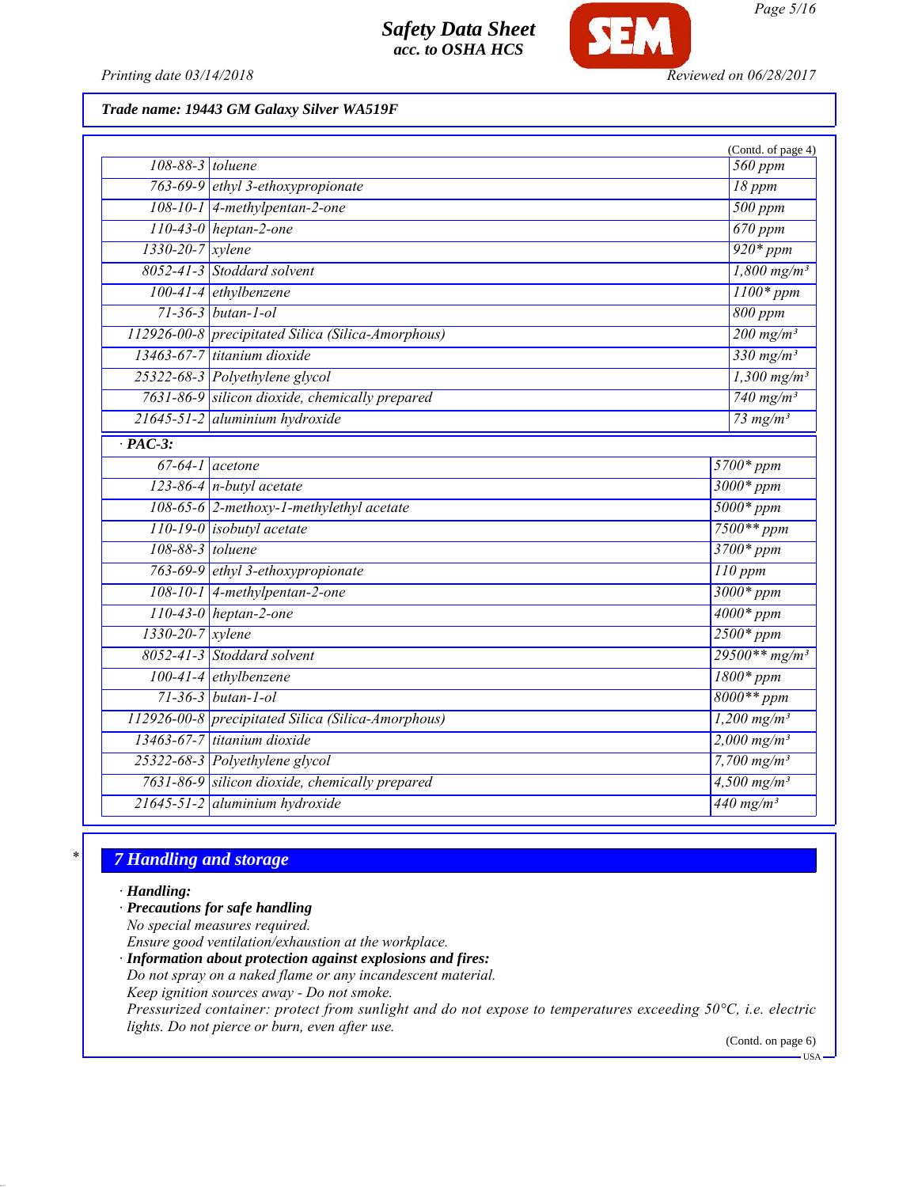**Trade name: 19443 GM Galaxy Silver WA519F**

(Contd. of page 4)

| | | |
|---|---|---|
| 108-88-3 | toluene | 560 ppm |
| 763-69-9 | ethyl 3-ethoxypropionate | 18 ppm |
| 108-10-1 | 4-methylpentan-2-one | 500 ppm |
| 110-43-0 | heptan-2-one | 670 ppm |
| 1330-20-7 | xylene | 920* ppm |
| 8052-41-3 | Stoddard solvent | 1,800 mg/m³ |
| 100-41-4 | ethylbenzene | 1100* ppm |
| 71-36-3 | butan-1-ol | 800 ppm |
| 112926-00-8 | precipitated Silica (Silica-Amorphous) | 200 mg/m³ |
| 13463-67-7 | titanium dioxide | 330 mg/m³ |
| 25322-68-3 | Polyethylene glycol | 1,300 mg/m³ |
| 7631-86-9 | silicon dioxide, chemically prepared | 740 mg/m³ |
| 21645-51-2 | aluminium hydroxide | 73 mg/m³ |

· **PAC-3:**

| | | |
|---|---|---|
| 67-64-1 | acetone | 5700* ppm |
| 123-86-4 | n-butyl acetate | 3000* ppm |
| 108-65-6 | 2-methoxy-1-methylethyl acetate | 5000* ppm |
| 110-19-0 | isobutyl acetate | 7500** ppm |
| 108-88-3 | toluene | 3700* ppm |
| 763-69-9 | ethyl 3-ethoxypropionate | 110 ppm |
| 108-10-1 | 4-methylpentan-2-one | 3000* ppm |
| 110-43-0 | heptan-2-one | 4000* ppm |
| 1330-20-7 | xylene | 2500* ppm |
| 8052-41-3 | Stoddard solvent | 29500** mg/m³ |
| 100-41-4 | ethylbenzene | 1800* ppm |
| 71-36-3 | butan-1-ol | 8000** ppm |
| 112926-00-8 | precipitated Silica (Silica-Amorphous) | 1,200 mg/m³ |
| 13463-67-7 | titanium dioxide | 2,000 mg/m³ |
| 25322-68-3 | Polyethylene glycol | 7,700 mg/m³ |
| 7631-86-9 | silicon dioxide, chemically prepared | 4,500 mg/m³ |
| 21645-51-2 | aluminium hydroxide | 440 mg/m³ |

## 7 Handling and storage

· **Handling:**

· **Precautions for safe handling**
No special measures required.
Ensure good ventilation/exhaustion at the workplace.

· **Information about protection against explosions and fires:**
Do not spray on a naked flame or any incandescent material.
Keep ignition sources away - Do not smoke.
Pressurized container: protect from sunlight and do not expose to temperatures exceeding 50°C, i.e. electric lights. Do not pierce or burn, even after use.

(Contd. on page 6)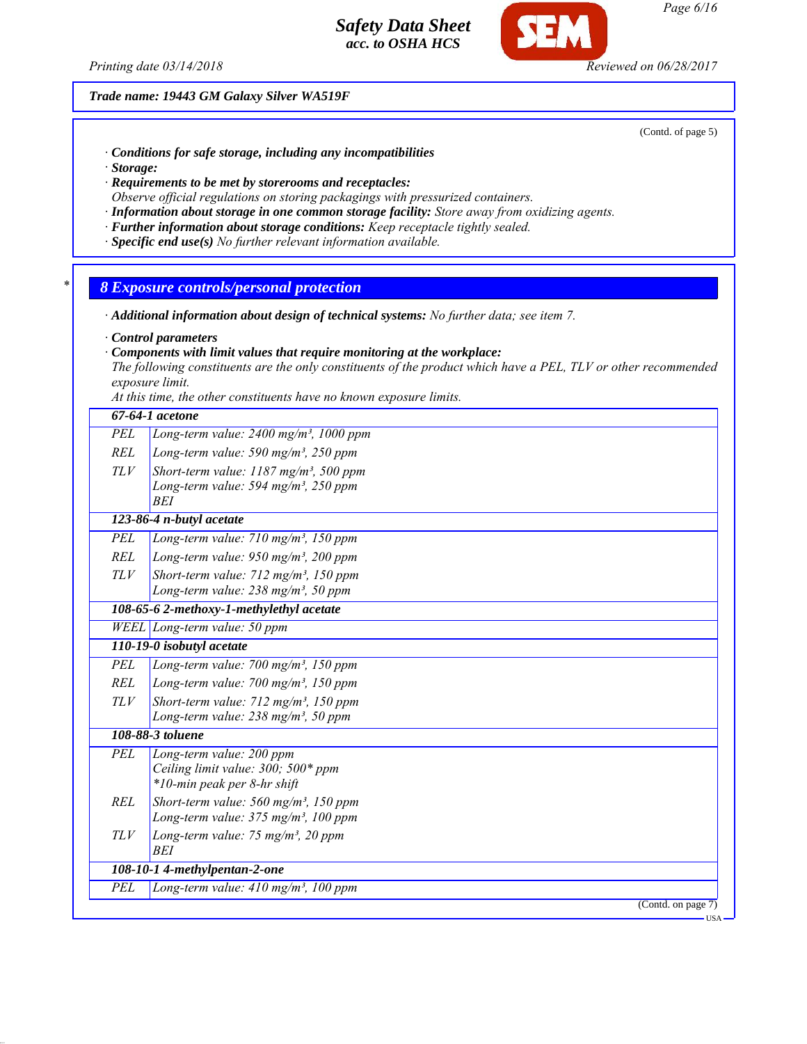Trade name: 19443 GM Galaxy Silver WA519F

(Contd. of page 5)

· **Conditions for safe storage, including any incompatibilities**
· **Storage:**
· **Requirements to be met by storerooms and receptacles:**
Observe official regulations on storing packagings with pressurized containers.
· **Information about storage in one common storage facility:** Store away from oxidizing agents.
· **Further information about storage conditions:** Keep receptacle tightly sealed.
· **Specific end use(s)** No further relevant information available.

## 8 Exposure controls/personal protection

· **Additional information about design of technical systems:** No further data; see item 7.

· **Control parameters**
· **Components with limit values that require monitoring at the workplace:**
The following constituents are the only constituents of the product which have a PEL, TLV or other recommended exposure limit.
At this time, the other constituents have no known exposure limits.

| | |
|---|---|
| **67-64-1 acetone** | |
| PEL | Long-term value: 2400 mg/m³, 1000 ppm |
| REL | Long-term value: 590 mg/m³, 250 ppm |
| TLV | Short-term value: 1187 mg/m³, 500 ppm<br>Long-term value: 594 mg/m³, 250 ppm<br>BEI |
| **123-86-4 n-butyl acetate** | |
| PEL | Long-term value: 710 mg/m³, 150 ppm |
| REL | Long-term value: 950 mg/m³, 200 ppm |
| TLV | Short-term value: 712 mg/m³, 150 ppm<br>Long-term value: 238 mg/m³, 50 ppm |
| **108-65-6 2-methoxy-1-methylethyl acetate** | |
| WEEL | Long-term value: 50 ppm |
| **110-19-0 isobutyl acetate** | |
| PEL | Long-term value: 700 mg/m³, 150 ppm |
| REL | Long-term value: 700 mg/m³, 150 ppm |
| TLV | Short-term value: 712 mg/m³, 150 ppm<br>Long-term value: 238 mg/m³, 50 ppm |
| **108-88-3 toluene** | |
| PEL | Long-term value: 200 ppm<br>Ceiling limit value: 300; 500* ppm<br>*10-min peak per 8-hr shift |
| REL | Short-term value: 560 mg/m³, 150 ppm<br>Long-term value: 375 mg/m³, 100 ppm |
| TLV | Long-term value: 75 mg/m³, 20 ppm<br>BEI |
| **108-10-1 4-methylpentan-2-one** | |
| PEL | Long-term value: 410 mg/m³, 100 ppm |

(Contd. on page 7)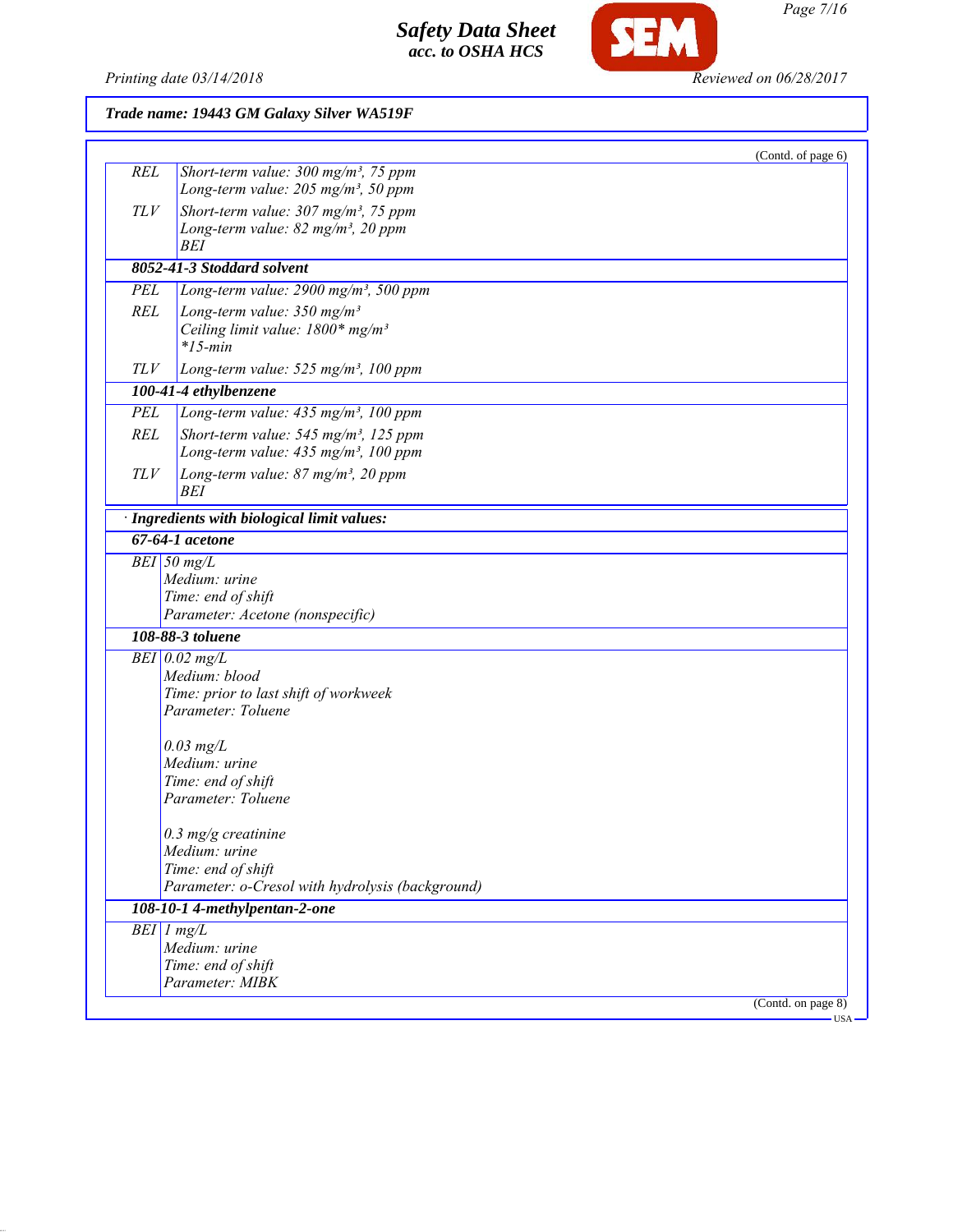*Trade name: 19443 GM Galaxy Silver WA519F*

(Contd. of page 6)

| | |
|---|---|
| REL | Short-term value: 300 mg/m³, 75 ppm<br>Long-term value: 205 mg/m³, 50 ppm |
| TLV | Short-term value: 307 mg/m³, 75 ppm<br>Long-term value: 82 mg/m³, 20 ppm<br>BEI |
| **8052-41-3 Stoddard solvent** | |
| PEL | Long-term value: 2900 mg/m³, 500 ppm |
| REL | Long-term value: 350 mg/m³<br>Ceiling limit value: 1800* mg/m³<br>*15-min |
| TLV | Long-term value: 525 mg/m³, 100 ppm |
| **100-41-4 ethylbenzene** | |
| PEL | Long-term value: 435 mg/m³, 100 ppm |
| REL | Short-term value: 545 mg/m³, 125 ppm<br>Long-term value: 435 mg/m³, 100 ppm |
| TLV | Long-term value: 87 mg/m³, 20 ppm<br>BEI |

**· Ingredients with biological limit values:**

| | |
|---|---|
| **67-64-1 acetone** | |
| BEI | 50 mg/L<br>Medium: urine<br>Time: end of shift<br>Parameter: Acetone (nonspecific) |
| **108-88-3 toluene** | |
| BEI | 0.02 mg/L<br>Medium: blood<br>Time: prior to last shift of workweek<br>Parameter: Toluene<br><br>0.03 mg/L<br>Medium: urine<br>Time: end of shift<br>Parameter: Toluene<br><br>0.3 mg/g creatinine<br>Medium: urine<br>Time: end of shift<br>Parameter: o-Cresol with hydrolysis (background) |
| **108-10-1 4-methylpentan-2-one** | |
| BEI | 1 mg/L<br>Medium: urine<br>Time: end of shift<br>Parameter: MIBK |

(Contd. on page 8)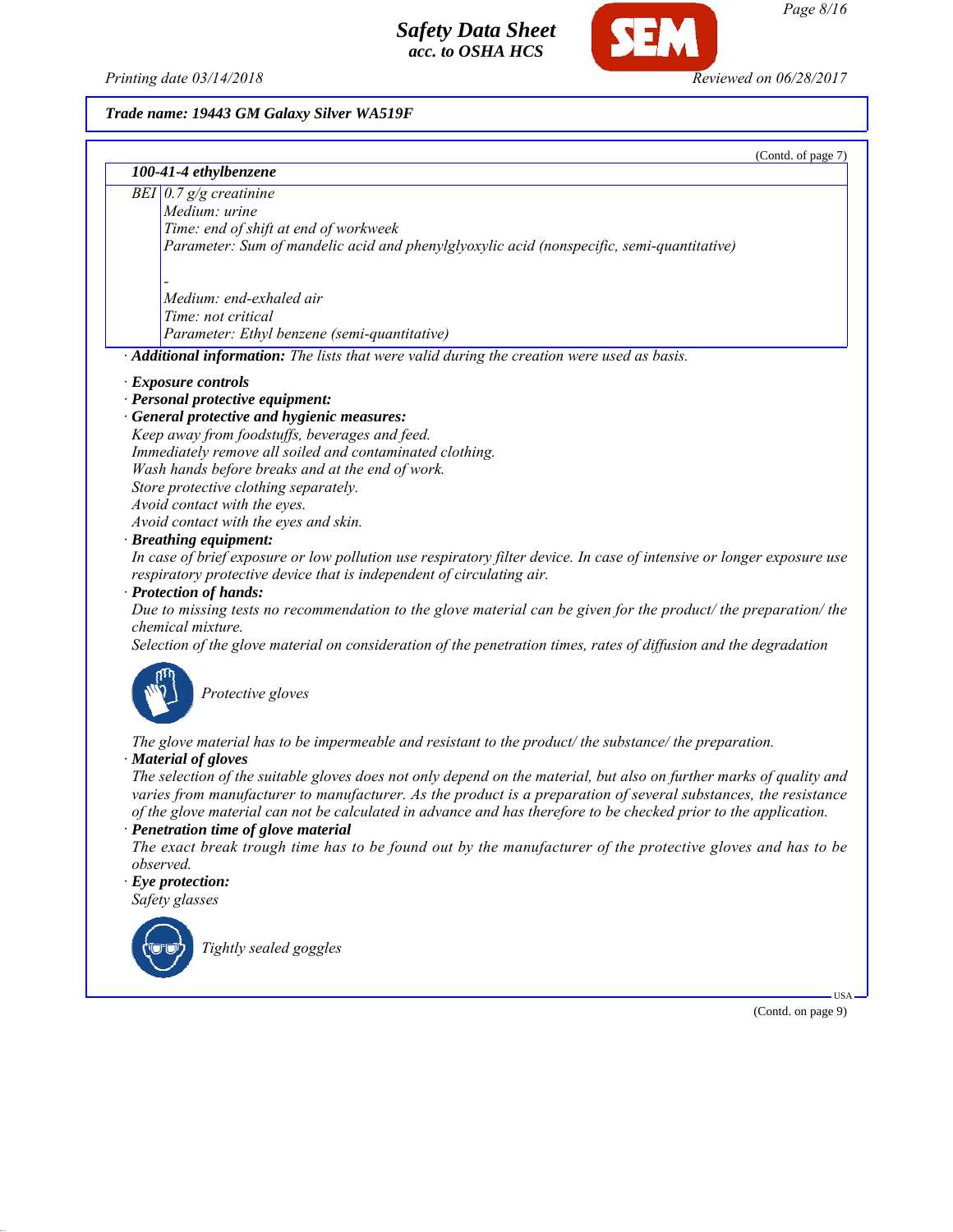(Contd. of page 7)

| 100-41-4 ethylbenzene | |
|---|---|
| BEI | 0.7 g/g creatinine<br>Medium: urine<br>Time: end of shift at end of workweek<br>Parameter: Sum of mandelic acid and phenylglyoxylic acid (nonspecific, semi-quantitative)<br><br>-<br>Medium: end-exhaled air<br>Time: not critical<br>Parameter: Ethyl benzene (semi-quantitative) |

· **Additional information:** The lists that were valid during the creation were used as basis.

· **Exposure controls**

· **Personal protective equipment:**

· **General protective and hygienic measures:**

Keep away from foodstuffs, beverages and feed.
Immediately remove all soiled and contaminated clothing.
Wash hands before breaks and at the end of work.
Store protective clothing separately.
Avoid contact with the eyes.
Avoid contact with the eyes and skin.

· **Breathing equipment:**

In case of brief exposure or low pollution use respiratory filter device. In case of intensive or longer exposure use respiratory protective device that is independent of circulating air.

· **Protection of hands:**

Due to missing tests no recommendation to the glove material can be given for the product/ the preparation/ the chemical mixture.
Selection of the glove material on consideration of the penetration times, rates of diffusion and the degradation

Protective gloves

The glove material has to be impermeable and resistant to the product/ the substance/ the preparation.

· **Material of gloves**

The selection of the suitable gloves does not only depend on the material, but also on further marks of quality and varies from manufacturer to manufacturer. As the product is a preparation of several substances, the resistance of the glove material can not be calculated in advance and has therefore to be checked prior to the application.

· **Penetration time of glove material**

The exact break trough time has to be found out by the manufacturer of the protective gloves and has to be observed.

· **Eye protection:**

Safety glasses

Tightly sealed goggles

(Contd. on page 9)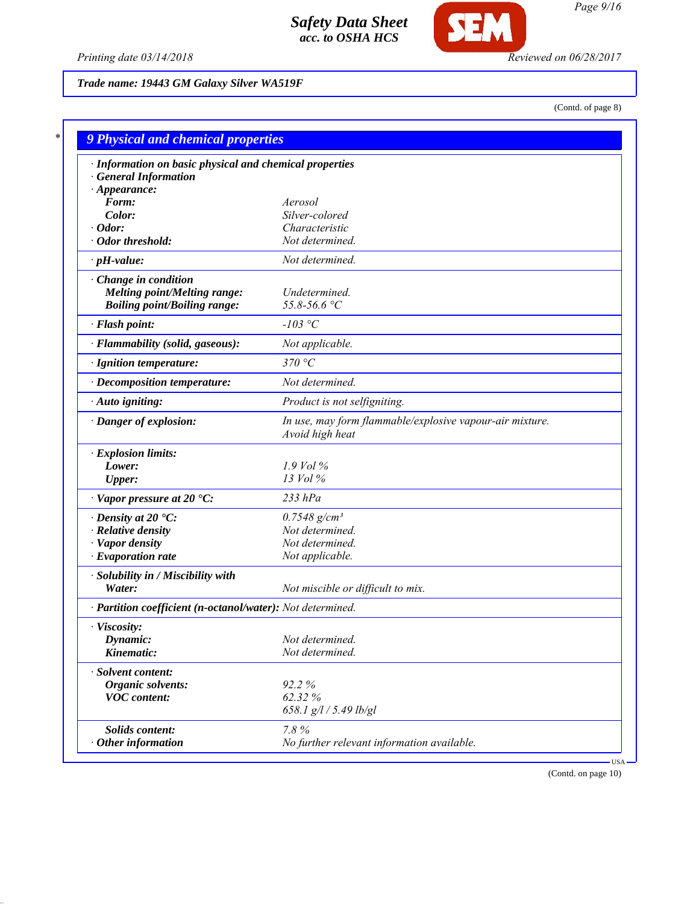**Trade name: 19443 GM Galaxy Silver WA519F**

(Contd. of page 8)

## 9 Physical and chemical properties

| Property | Value |
|---|---|
| **· Information on basic physical and chemical properties** | |
| **· General Information** | |
| **· Appearance:** | |
| **Form:** | Aerosol |
| **Color:** | Silver-colored |
| **· Odor:** | Characteristic |
| **· Odor threshold:** | Not determined. |
| **· pH-value:** | Not determined. |
| **· Change in condition** | |
| **Melting point/Melting range:** | Undetermined. |
| **Boiling point/Boiling range:** | 55.8-56.6 °C |
| **· Flash point:** | -103 °C |
| **· Flammability (solid, gaseous):** | Not applicable. |
| **· Ignition temperature:** | 370 °C |
| **· Decomposition temperature:** | Not determined. |
| **· Auto igniting:** | Product is not selfigniting. |
| **· Danger of explosion:** | In use, may form flammable/explosive vapour-air mixture. Avoid high heat |
| **· Explosion limits:** | |
| **Lower:** | 1.9 Vol % |
| **Upper:** | 13 Vol % |
| **· Vapor pressure at 20 °C:** | 233 hPa |
| **· Density at 20 °C:** | 0.7548 g/cm³ |
| **· Relative density** | Not determined. |
| **· Vapor density** | Not determined. |
| **· Evaporation rate** | Not applicable. |
| **· Solubility in / Miscibility with** | |
| **Water:** | Not miscible or difficult to mix. |
| **· Partition coefficient (n-octanol/water):** | Not determined. |
| **· Viscosity:** | |
| **Dynamic:** | Not determined. |
| **Kinematic:** | Not determined. |
| **· Solvent content:** | |
| **Organic solvents:** | 92.2 % |
| **VOC content:** | 62.32 % |
| | 658.1 g/l / 5.49 lb/gl |
| **Solids content:** | 7.8 % |
| **· Other information** | No further relevant information available. |

USA

(Contd. on page 10)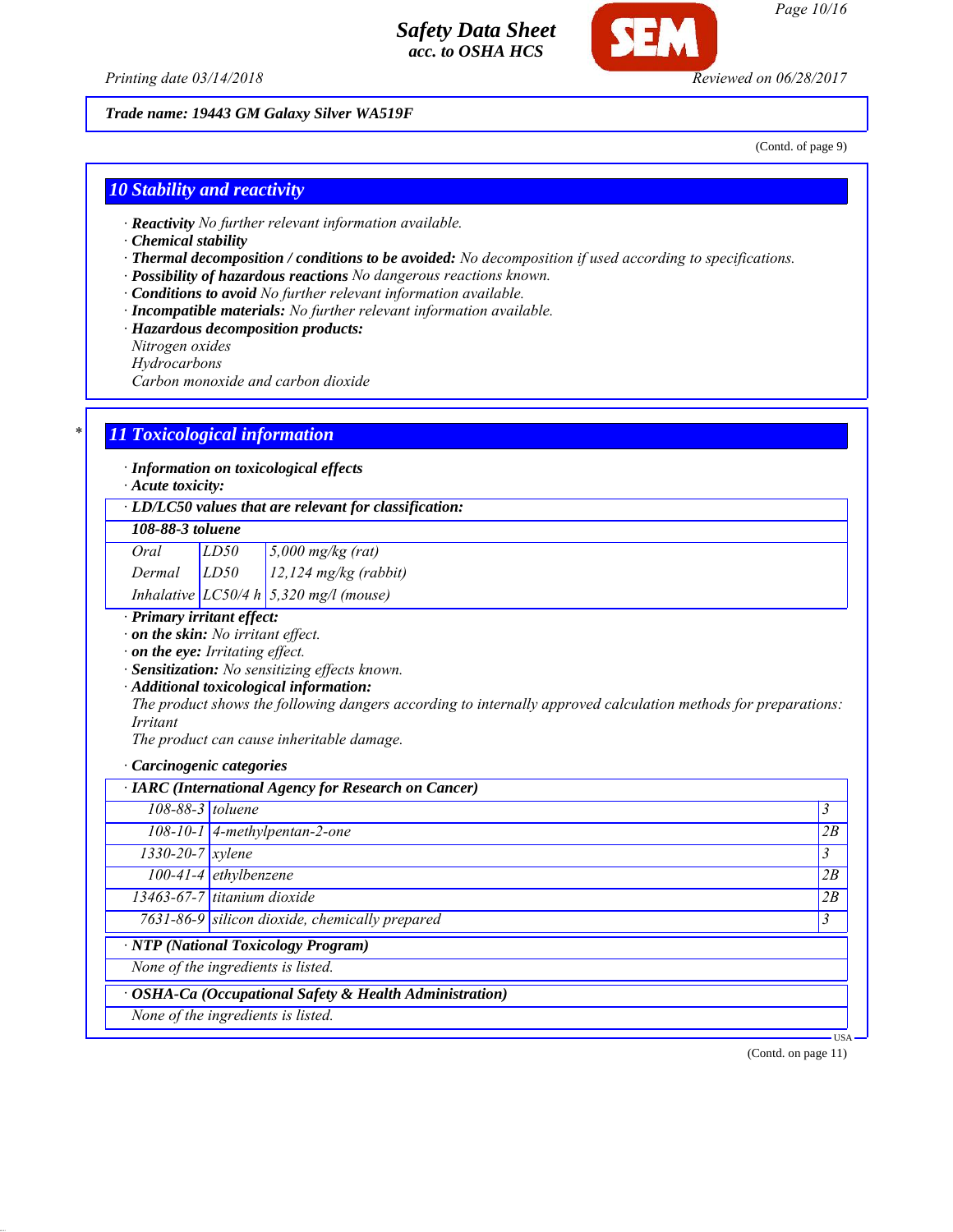Trade name: 19443 GM Galaxy Silver WA519F

(Contd. of page 9)

## 10 Stability and reactivity

· **Reactivity** *No further relevant information available.*
· **Chemical stability**
· **Thermal decomposition / conditions to be avoided:** *No decomposition if used according to specifications.*
· **Possibility of hazardous reactions** *No dangerous reactions known.*
· **Conditions to avoid** *No further relevant information available.*
· **Incompatible materials:** *No further relevant information available.*
· **Hazardous decomposition products:**
*Nitrogen oxides*
*Hydrocarbons*
*Carbon monoxide and carbon dioxide*

## 11 Toxicological information

· **Information on toxicological effects**
· **Acute toxicity:**

| · LD/LC50 values that are relevant for classification: | | |
|---|---|---|
| **108-88-3 toluene** | | |
| Oral | LD50 | 5,000 mg/kg (rat) |
| Dermal | LD50 | 12,124 mg/kg (rabbit) |
| Inhalative | LC50/4 h | 5,320 mg/l (mouse) |

· **Primary irritant effect:**
· **on the skin:** *No irritant effect.*
· **on the eye:** *Irritating effect.*
· **Sensitization:** *No sensitizing effects known.*
· **Additional toxicological information:**
*The product shows the following dangers according to internally approved calculation methods for preparations:*
*Irritant*
*The product can cause inheritable damage.*

· **Carcinogenic categories**

| · IARC (International Agency for Research on Cancer) | | |
|---|---|---|
| 108-88-3 | toluene | 3 |
| 108-10-1 | 4-methylpentan-2-one | 2B |
| 1330-20-7 | xylene | 3 |
| 100-41-4 | ethylbenzene | 2B |
| 13463-67-7 | titanium dioxide | 2B |
| 7631-86-9 | silicon dioxide, chemically prepared | 3 |

· **NTP (National Toxicology Program)**
*None of the ingredients is listed.*

· **OSHA-Ca (Occupational Safety & Health Administration)**
*None of the ingredients is listed.*

(Contd. on page 11)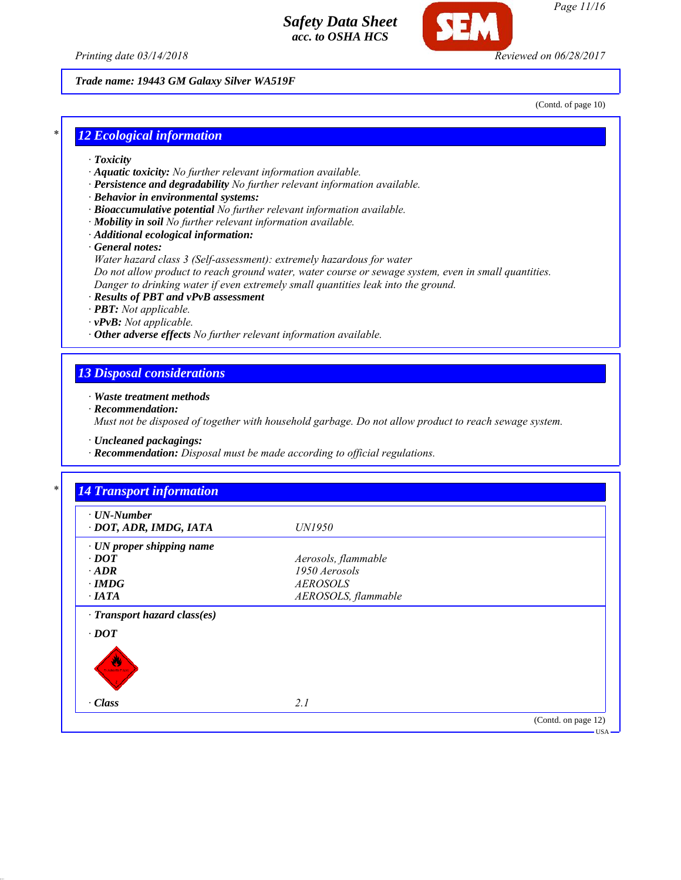Trade name: 19443 GM Galaxy Silver WA519F

(Contd. of page 10)

## 12 Ecological information

- **Toxicity**
- **Aquatic toxicity:** No further relevant information available.
- **Persistence and degradability** No further relevant information available.
- **Behavior in environmental systems:**
- **Bioaccumulative potential** No further relevant information available.
- **Mobility in soil** No further relevant information available.
- **Additional ecological information:**
- **General notes:**

  Water hazard class 3 (Self-assessment): extremely hazardous for water

  Do not allow product to reach ground water, water course or sewage system, even in small quantities.

  Danger to drinking water if even extremely small quantities leak into the ground.
- **Results of PBT and vPvB assessment**
- **PBT:** Not applicable.
- **vPvB:** Not applicable.
- **Other adverse effects** No further relevant information available.

## 13 Disposal considerations

- **Waste treatment methods**
- **Recommendation:**

  Must not be disposed of together with household garbage. Do not allow product to reach sewage system.

- **Uncleaned packagings:**
- **Recommendation:** Disposal must be made according to official regulations.

## 14 Transport information

| | |
|---|---|
| **· UN-Number** | |
| **· DOT, ADR, IMDG, IATA** | UN1950 |
| **· UN proper shipping name** | |
| **· DOT** | Aerosols, flammable |
| **· ADR** | 1950 Aerosols |
| **· IMDG** | AEROSOLS |
| **· IATA** | AEROSOLS, flammable |
| **· Transport hazard class(es)** | |
| **· DOT** | |
| **· Class** | 2.1 |

(Contd. on page 12)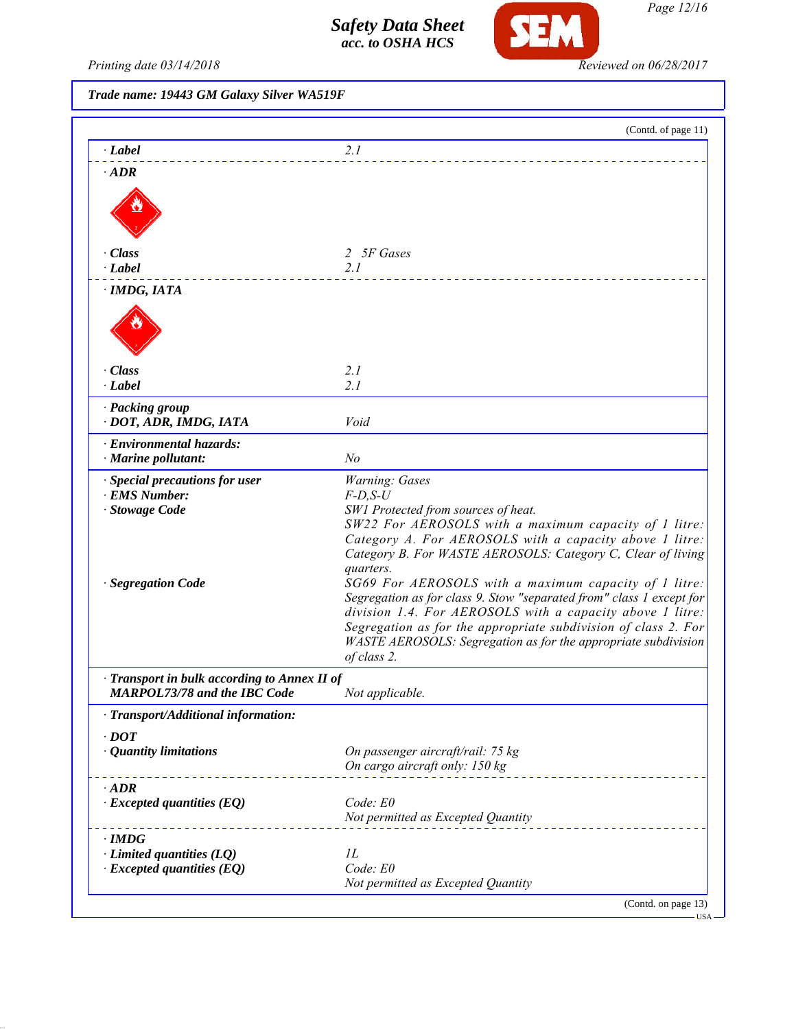**Trade name: 19443 GM Galaxy Silver WA519F**

(Contd. of page 11)

| | |
|---|---|
| · **Label** | 2.1 |
| · **ADR** | |
| · **Class** | 2 5F Gases |
| · **Label** | 2.1 |
| · **IMDG, IATA** | |
| · **Class** | 2.1 |
| · **Label** | 2.1 |
| · **Packing group** | |
| · **DOT, ADR, IMDG, IATA** | Void |
| · **Environmental hazards:** | |
| · **Marine pollutant:** | No |
| · **Special precautions for user** | Warning: Gases |
| · **EMS Number:** | F-D,S-U |
| · **Stowage Code** | SW1 Protected from sources of heat. SW22 For AEROSOLS with a maximum capacity of 1 litre: Category A. For AEROSOLS with a capacity above 1 litre: Category B. For WASTE AEROSOLS: Category C, Clear of living quarters. |
| · **Segregation Code** | SG69 For AEROSOLS with a maximum capacity of 1 litre: Segregation as for class 9. Stow "separated from" class 1 except for division 1.4. For AEROSOLS with a capacity above 1 litre: Segregation as for the appropriate subdivision of class 2. For WASTE AEROSOLS: Segregation as for the appropriate subdivision of class 2. |
| · **Transport in bulk according to Annex II of MARPOL73/78 and the IBC Code** | Not applicable. |
| · **Transport/Additional information:** | |
| · **DOT** | |
| · **Quantity limitations** | On passenger aircraft/rail: 75 kg<br>On cargo aircraft only: 150 kg |
| · **ADR** | |
| · **Excepted quantities (EQ)** | Code: E0<br>Not permitted as Excepted Quantity |
| · **IMDG** | |
| · **Limited quantities (LQ)** | 1L |
| · **Excepted quantities (EQ)** | Code: E0<br>Not permitted as Excepted Quantity |

(Contd. on page 13)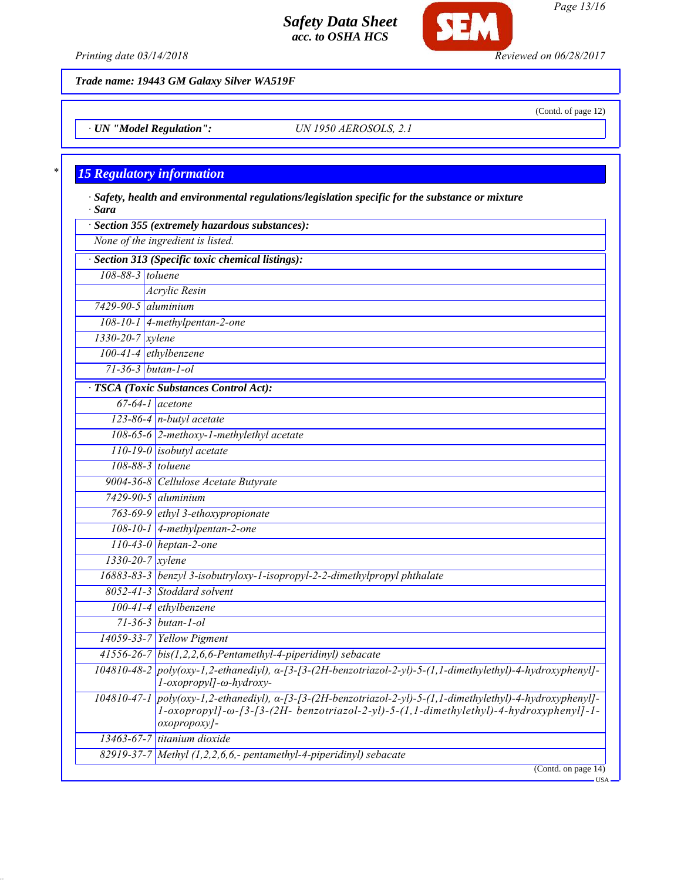Trade name: 19443 GM Galaxy Silver WA519F

(Contd. of page 12)

· UN "Model Regulation": UN 1950 AEROSOLS, 2.1

## 15 Regulatory information

· **Safety, health and environmental regulations/legislation specific for the substance or mixture**
· **Sara**

| · Section 355 (extremely hazardous substances): |
| --- |
| None of the ingredient is listed. |

| · Section 313 (Specific toxic chemical listings): | |
| --- | --- |
| 108-88-3 | toluene |
| | Acrylic Resin |
| 7429-90-5 | aluminium |
| 108-10-1 | 4-methylpentan-2-one |
| 1330-20-7 | xylene |
| 100-41-4 | ethylbenzene |
| 71-36-3 | butan-1-ol |

| · TSCA (Toxic Substances Control Act): | |
| --- | --- |
| 67-64-1 | acetone |
| 123-86-4 | n-butyl acetate |
| 108-65-6 | 2-methoxy-1-methylethyl acetate |
| 110-19-0 | isobutyl acetate |
| 108-88-3 | toluene |
| 9004-36-8 | Cellulose Acetate Butyrate |
| 7429-90-5 | aluminium |
| 763-69-9 | ethyl 3-ethoxypropionate |
| 108-10-1 | 4-methylpentan-2-one |
| 110-43-0 | heptan-2-one |
| 1330-20-7 | xylene |
| 16883-83-3 | benzyl 3-isobutryloxy-1-isopropyl-2-2-dimethylpropyl phthalate |
| 8052-41-3 | Stoddard solvent |
| 100-41-4 | ethylbenzene |
| 71-36-3 | butan-1-ol |
| 14059-33-7 | Yellow Pigment |
| 41556-26-7 | bis(1,2,2,6,6-Pentamethyl-4-piperidinyl) sebacate |
| 104810-48-2 | poly(oxy-1,2-ethanediyl), α-[3-[3-(2H-benzotriazol-2-yl)-5-(1,1-dimethylethyl)-4-hydroxyphenyl]-1-oxopropyl]-ω-hydroxy- |
| 104810-47-1 | poly(oxy-1,2-ethanediyl), α-[3-[3-(2H-benzotriazol-2-yl)-5-(1,1-dimethylethyl)-4-hydroxyphenyl]-1-oxopropyl]-ω-[3-[3-(2H- benzotriazol-2-yl)-5-(1,1-dimethylethyl)-4-hydroxyphenyl]-1-oxopropoxy]- |
| 13463-67-7 | titanium dioxide |
| 82919-37-7 | Methyl (1,2,2,6,6,- pentamethyl-4-piperidinyl) sebacate |

(Contd. on page 14)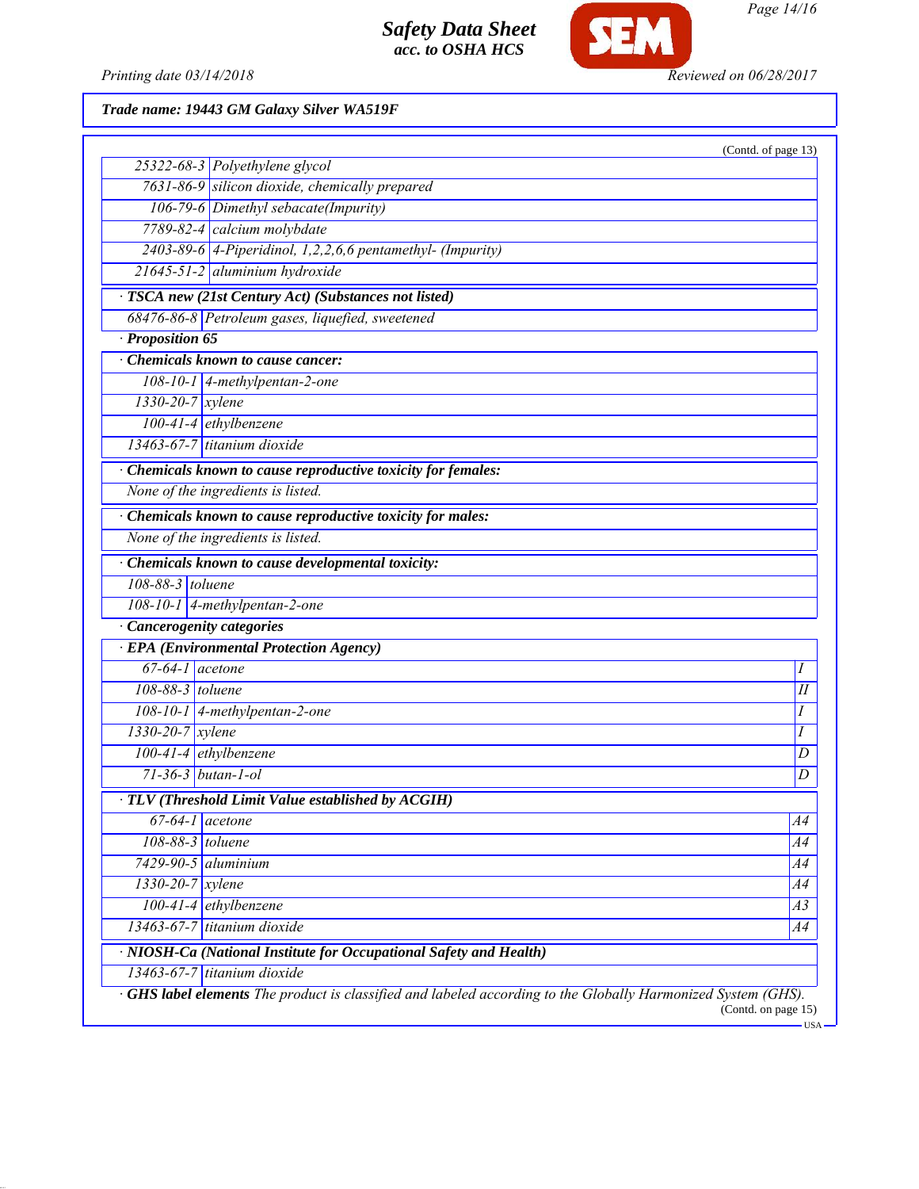Trade name: 19443 GM Galaxy Silver WA519F

(Contd. of page 13)

| | |
|---|---|
| 25322-68-3 | Polyethylene glycol |
| 7631-86-9 | silicon dioxide, chemically prepared |
| 106-79-6 | Dimethyl sebacate(Impurity) |
| 7789-82-4 | calcium molybdate |
| 2403-89-6 | 4-Piperidinol, 1,2,2,6,6 pentamethyl- (Impurity) |
| 21645-51-2 | aluminium hydroxide |

**· TSCA new (21st Century Act) (Substances not listed)**

| | |
|---|---|
| 68476-86-8 | Petroleum gases, liquefied, sweetened |

**· Proposition 65**

**· Chemicals known to cause cancer:**

| | |
|---|---|
| 108-10-1 | 4-methylpentan-2-one |
| 1330-20-7 | xylene |
| 100-41-4 | ethylbenzene |
| 13463-67-7 | titanium dioxide |

**· Chemicals known to cause reproductive toxicity for females:**

None of the ingredients is listed.

**· Chemicals known to cause reproductive toxicity for males:**

None of the ingredients is listed.

**· Chemicals known to cause developmental toxicity:**

| | |
|---|---|
| 108-88-3 | toluene |
| 108-10-1 | 4-methylpentan-2-one |

**· Cancerogenity categories**

**· EPA (Environmental Protection Agency)**

| | | |
|---|---|---|
| 67-64-1 | acetone | I |
| 108-88-3 | toluene | II |
| 108-10-1 | 4-methylpentan-2-one | I |
| 1330-20-7 | xylene | I |
| 100-41-4 | ethylbenzene | D |
| 71-36-3 | butan-1-ol | D |

**· TLV (Threshold Limit Value established by ACGIH)**

| | | |
|---|---|---|
| 67-64-1 | acetone | A4 |
| 108-88-3 | toluene | A4 |
| 7429-90-5 | aluminium | A4 |
| 1330-20-7 | xylene | A4 |
| 100-41-4 | ethylbenzene | A3 |
| 13463-67-7 | titanium dioxide | A4 |

**· NIOSH-Ca (National Institute for Occupational Safety and Health)**

| | |
|---|---|
| 13463-67-7 | titanium dioxide |

**· GHS label elements** The product is classified and labeled according to the Globally Harmonized System (GHS).

(Contd. on page 15)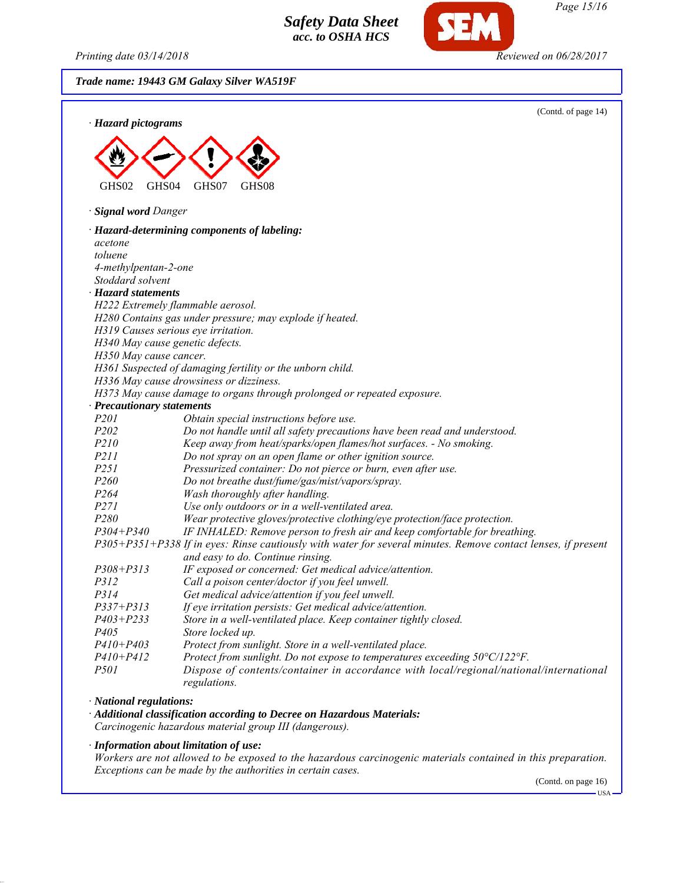**Trade name: 19443 GM Galaxy Silver WA519F**

(Contd. of page 14)

· **Hazard pictograms**

GHS02 GHS04 GHS07 GHS08

· **Signal word** *Danger*

· **Hazard-determining components of labeling:**
*acetone*
*toluene*
*4-methylpentan-2-one*
*Stoddard solvent*

· **Hazard statements**
*H222 Extremely flammable aerosol.*
*H280 Contains gas under pressure; may explode if heated.*
*H319 Causes serious eye irritation.*
*H340 May cause genetic defects.*
*H350 May cause cancer.*
*H361 Suspected of damaging fertility or the unborn child.*
*H336 May cause drowsiness or dizziness.*
*H373 May cause damage to organs through prolonged or repeated exposure.*

· **Precautionary statements**

| | |
|---|---|
| *P201* | *Obtain special instructions before use.* |
| *P202* | *Do not handle until all safety precautions have been read and understood.* |
| *P210* | *Keep away from heat/sparks/open flames/hot surfaces. - No smoking.* |
| *P211* | *Do not spray on an open flame or other ignition source.* |
| *P251* | *Pressurized container: Do not pierce or burn, even after use.* |
| *P260* | *Do not breathe dust/fume/gas/mist/vapors/spray.* |
| *P264* | *Wash thoroughly after handling.* |
| *P271* | *Use only outdoors or in a well-ventilated area.* |
| *P280* | *Wear protective gloves/protective clothing/eye protection/face protection.* |
| *P304+P340* | *IF INHALED: Remove person to fresh air and keep comfortable for breathing.* |
| *P305+P351+P338* | *If in eyes: Rinse cautiously with water for several minutes. Remove contact lenses, if present and easy to do. Continue rinsing.* |
| *P308+P313* | *IF exposed or concerned: Get medical advice/attention.* |
| *P312* | *Call a poison center/doctor if you feel unwell.* |
| *P314* | *Get medical advice/attention if you feel unwell.* |
| *P337+P313* | *If eye irritation persists: Get medical advice/attention.* |
| *P403+P233* | *Store in a well-ventilated place. Keep container tightly closed.* |
| *P405* | *Store locked up.* |
| *P410+P403* | *Protect from sunlight. Store in a well-ventilated place.* |
| *P410+P412* | *Protect from sunlight. Do not expose to temperatures exceeding 50°C/122°F.* |
| *P501* | *Dispose of contents/container in accordance with local/regional/national/international regulations.* |

· **National regulations:**

· **Additional classification according to Decree on Hazardous Materials:**
*Carcinogenic hazardous material group III (dangerous).*

· **Information about limitation of use:**
*Workers are not allowed to be exposed to the hazardous carcinogenic materials contained in this preparation. Exceptions can be made by the authorities in certain cases.*

(Contd. on page 16)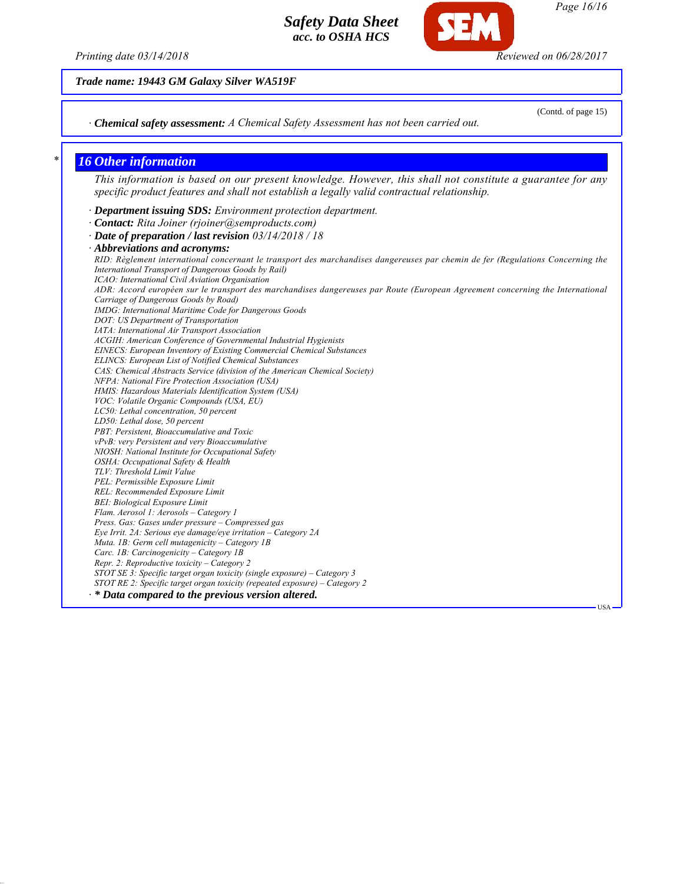Trade name: 19443 GM Galaxy Silver WA519F

(Contd. of page 15)

· **Chemical safety assessment:** A Chemical Safety Assessment has not been carried out.

## * 16 Other information

This information is based on our present knowledge. However, this shall not constitute a guarantee for any specific product features and shall not establish a legally valid contractual relationship.

· **Department issuing SDS:** Environment protection department.
· **Contact:** Rita Joiner (rjoiner@semproducts.com)
· **Date of preparation / last revision** 03/14/2018 / 18
· **Abbreviations and acronyms:**

RID: Règlement international concernant le transport des marchandises dangereuses par chemin de fer (Regulations Concerning the International Transport of Dangerous Goods by Rail)
ICAO: International Civil Aviation Organisation
ADR: Accord européen sur le transport des marchandises dangereuses par Route (European Agreement concerning the International Carriage of Dangerous Goods by Road)
IMDG: International Maritime Code for Dangerous Goods
DOT: US Department of Transportation
IATA: International Air Transport Association
ACGIH: American Conference of Governmental Industrial Hygienists
EINECS: European Inventory of Existing Commercial Chemical Substances
ELINCS: European List of Notified Chemical Substances
CAS: Chemical Abstracts Service (division of the American Chemical Society)
NFPA: National Fire Protection Association (USA)
HMIS: Hazardous Materials Identification System (USA)
VOC: Volatile Organic Compounds (USA, EU)
LC50: Lethal concentration, 50 percent
LD50: Lethal dose, 50 percent
PBT: Persistent, Bioaccumulative and Toxic
vPvB: very Persistent and very Bioaccumulative
NIOSH: National Institute for Occupational Safety
OSHA: Occupational Safety & Health
TLV: Threshold Limit Value
PEL: Permissible Exposure Limit
REL: Recommended Exposure Limit
BEI: Biological Exposure Limit
Flam. Aerosol 1: Aerosols – Category 1
Press. Gas: Gases under pressure – Compressed gas
Eye Irrit. 2A: Serious eye damage/eye irritation – Category 2A
Muta. 1B: Germ cell mutagenicity – Category 1B
Carc. 1B: Carcinogenicity – Category 1B
Repr. 2: Reproductive toxicity – Category 2
STOT SE 3: Specific target organ toxicity (single exposure) – Category 3
STOT RE 2: Specific target organ toxicity (repeated exposure) – Category 2

· **\* Data compared to the previous version altered.**

USA